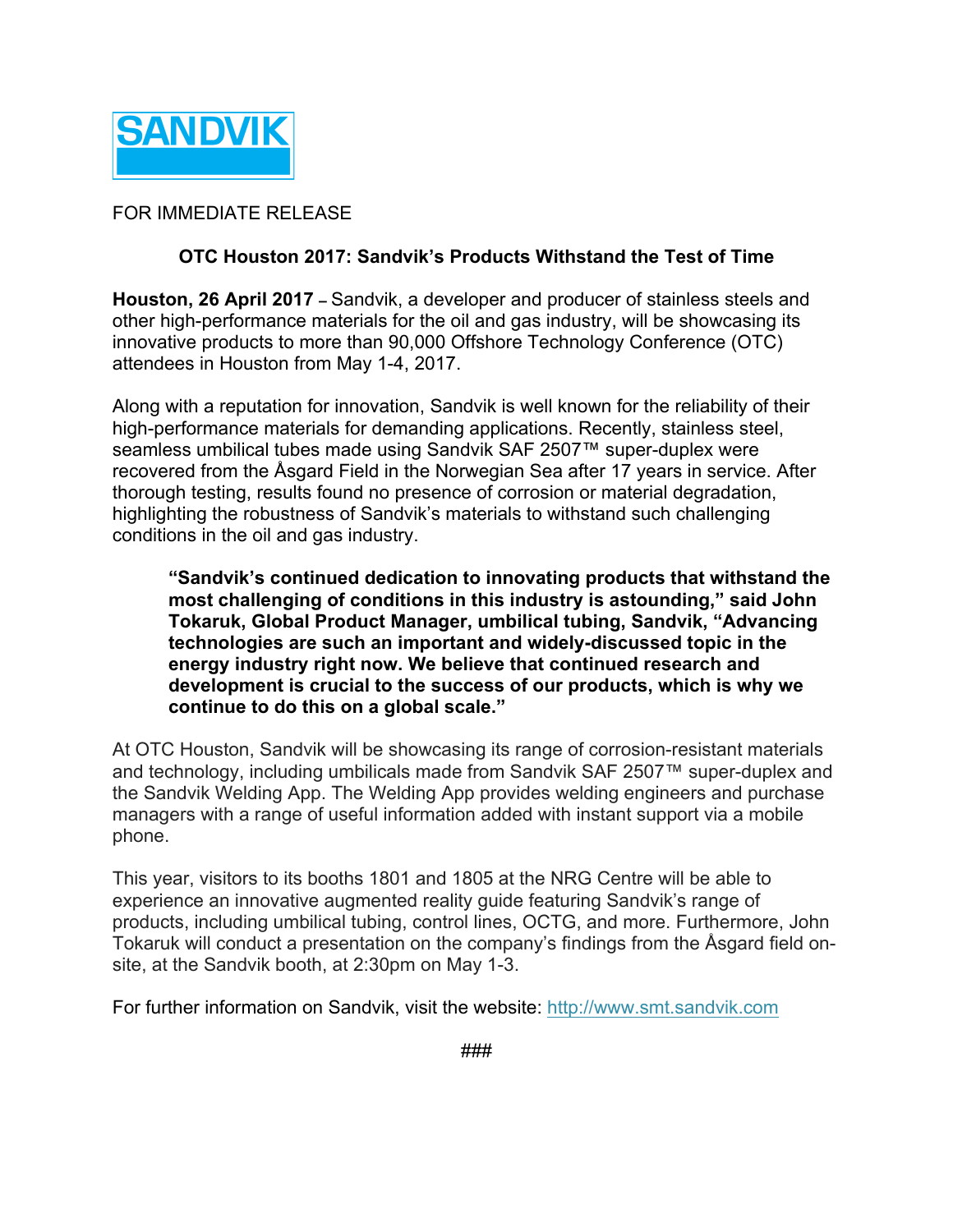SANDVIK

FOR IMMEDIATE RELEASE

**OTC Houston 2017: Sandvik's Products Withstand the Test of Time**

**Houston, 26 April 2017** – Sandvik, a developer and producer of stainless steels and other high-performance materials for the oil and gas industry, will be showcasing its innovative products to more than 90,000 Offshore Technology Conference (OTC) attendees in Houston from May 1-4, 2017.

Along with a reputation for innovation, Sandvik is well known for the reliability of their high-performance materials for demanding applications. Recently, stainless steel, seamless umbilical tubes made using Sandvik SAF 2507™ super-duplex were recovered from the Åsgard Field in the Norwegian Sea after 17 years in service. After thorough testing, results found no presence of corrosion or material degradation, highlighting the robustness of Sandvik's materials to withstand such challenging conditions in the oil and gas industry.

> **"Sandvik's continued dedication to innovating products that withstand the most challenging of conditions in this industry is astounding," said John Tokaruk, Global Product Manager, umbilical tubing, Sandvik, "Advancing technologies are such an important and widely-discussed topic in the energy industry right now. We believe that continued research and development is crucial to the success of our products, which is why we continue to do this on a global scale."**

At OTC Houston, Sandvik will be showcasing its range of corrosion-resistant materials and technology, including umbilicals made from Sandvik SAF 2507™ super-duplex and the Sandvik Welding App. The Welding App provides welding engineers and purchase managers with a range of useful information added with instant support via a mobile phone.

This year, visitors to its booths 1801 and 1805 at the NRG Centre will be able to experience an innovative augmented reality guide featuring Sandvik's range of products, including umbilical tubing, control lines, OCTG, and more. Furthermore, John Tokaruk will conduct a presentation on the company's findings from the Åsgard field on-site, at the Sandvik booth, at 2:30pm on May 1-3.

For further information on Sandvik, visit the website: http://www.smt.sandvik.com

###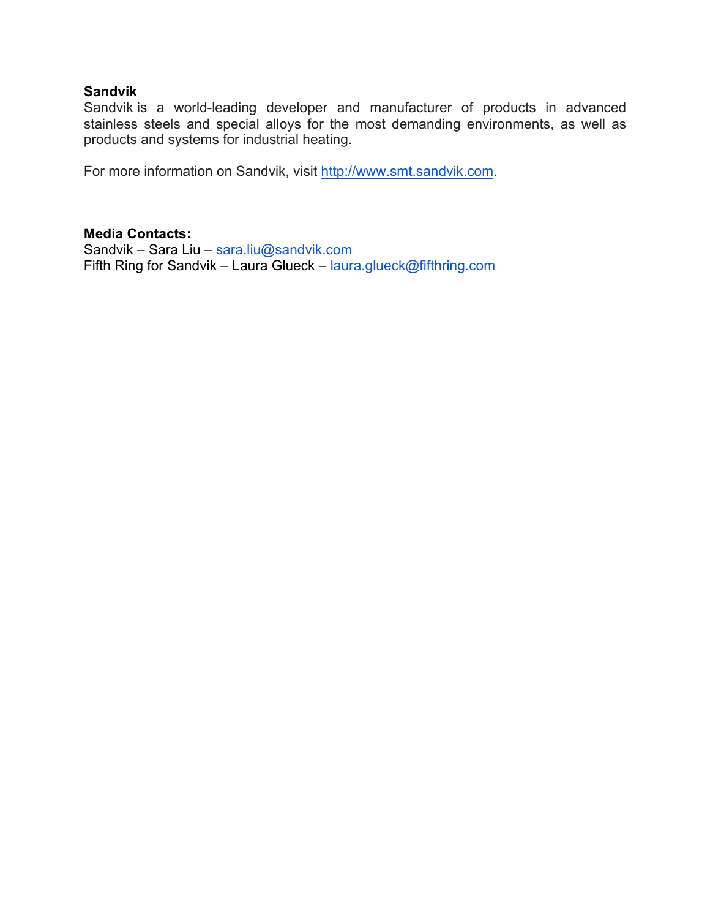**Sandvik**
Sandvik is a world-leading developer and manufacturer of products in advanced stainless steels and special alloys for the most demanding environments, as well as products and systems for industrial heating.

For more information on Sandvik, visit http://www.smt.sandvik.com.

**Media Contacts:**
Sandvik – Sara Liu – sara.liu@sandvik.com
Fifth Ring for Sandvik – Laura Glueck – laura.glueck@fifthring.com